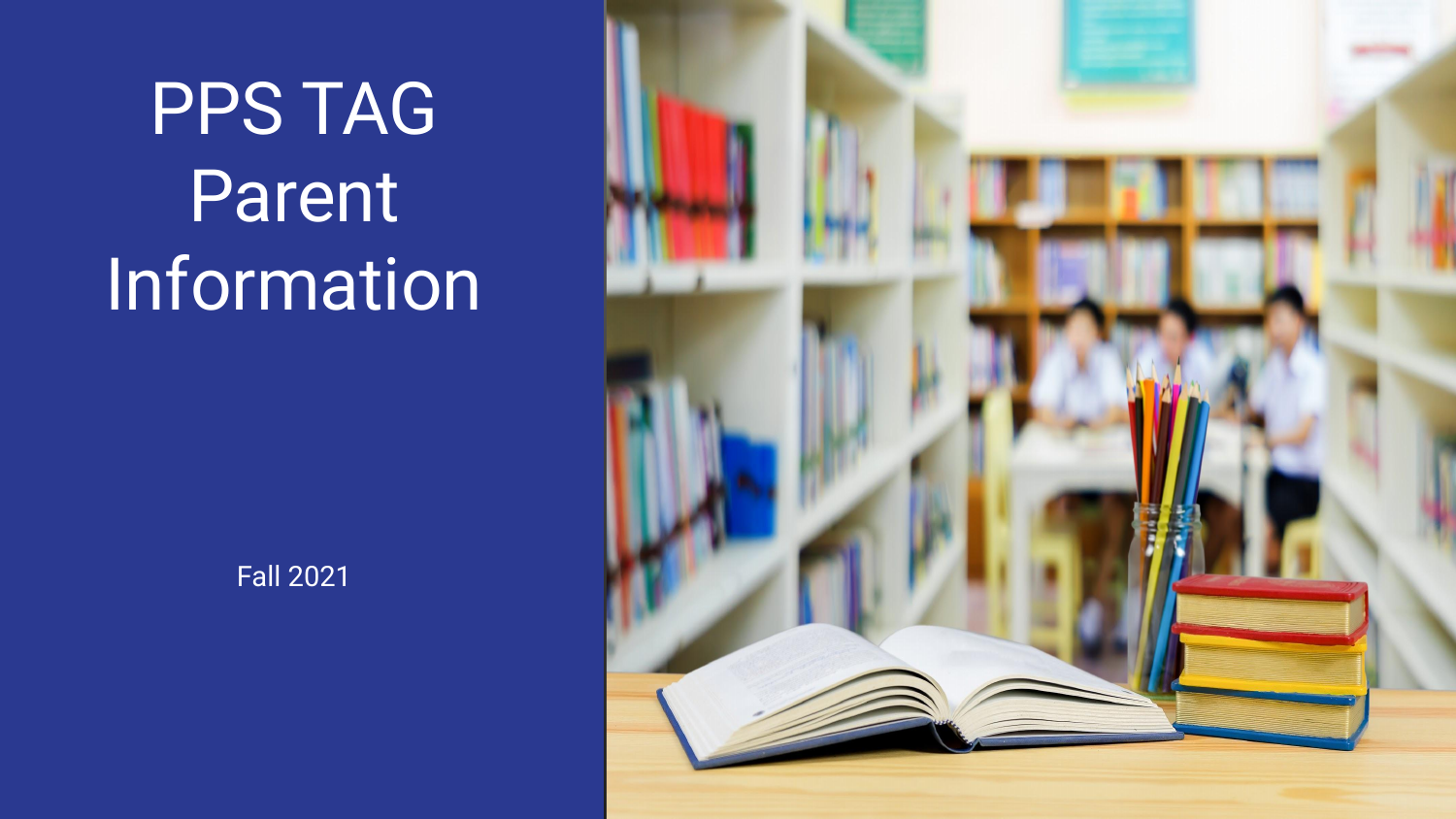# PPS TAG Parent Information

Fall 2021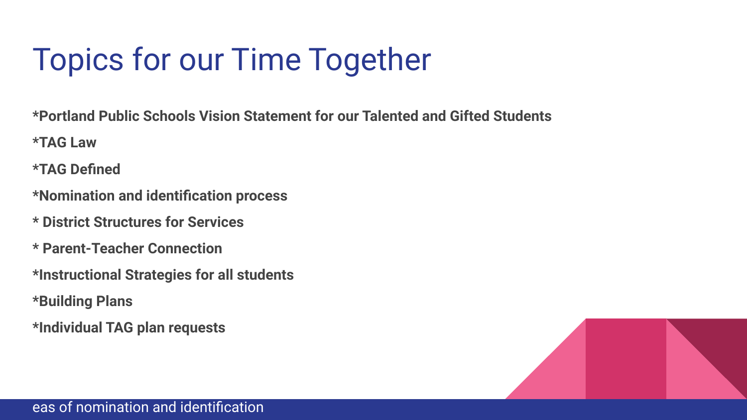# Topics for our Time Together

*Portland Public Schools Vision Statement for our Talented and Gifted Students

*TAG Law

*TAG Defined

*Nomination and identification process

* District Structures for Services

* Parent-Teacher Connection

*Instructional Strategies for all students

*Building Plans

*Individual TAG plan requests

eas of nomination and identification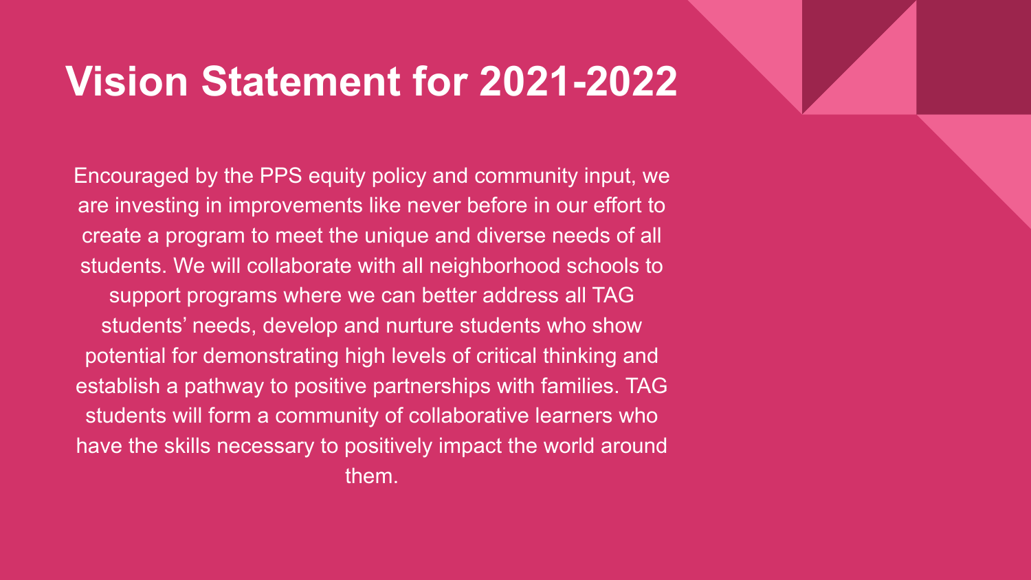# Vision Statement for 2021-2022

Encouraged by the PPS equity policy and community input, we are investing in improvements like never before in our effort to create a program to meet the unique and diverse needs of all students. We will collaborate with all neighborhood schools to support programs where we can better address all TAG students' needs, develop and nurture students who show potential for demonstrating high levels of critical thinking and establish a pathway to positive partnerships with families. TAG students will form a community of collaborative learners who have the skills necessary to positively impact the world around them.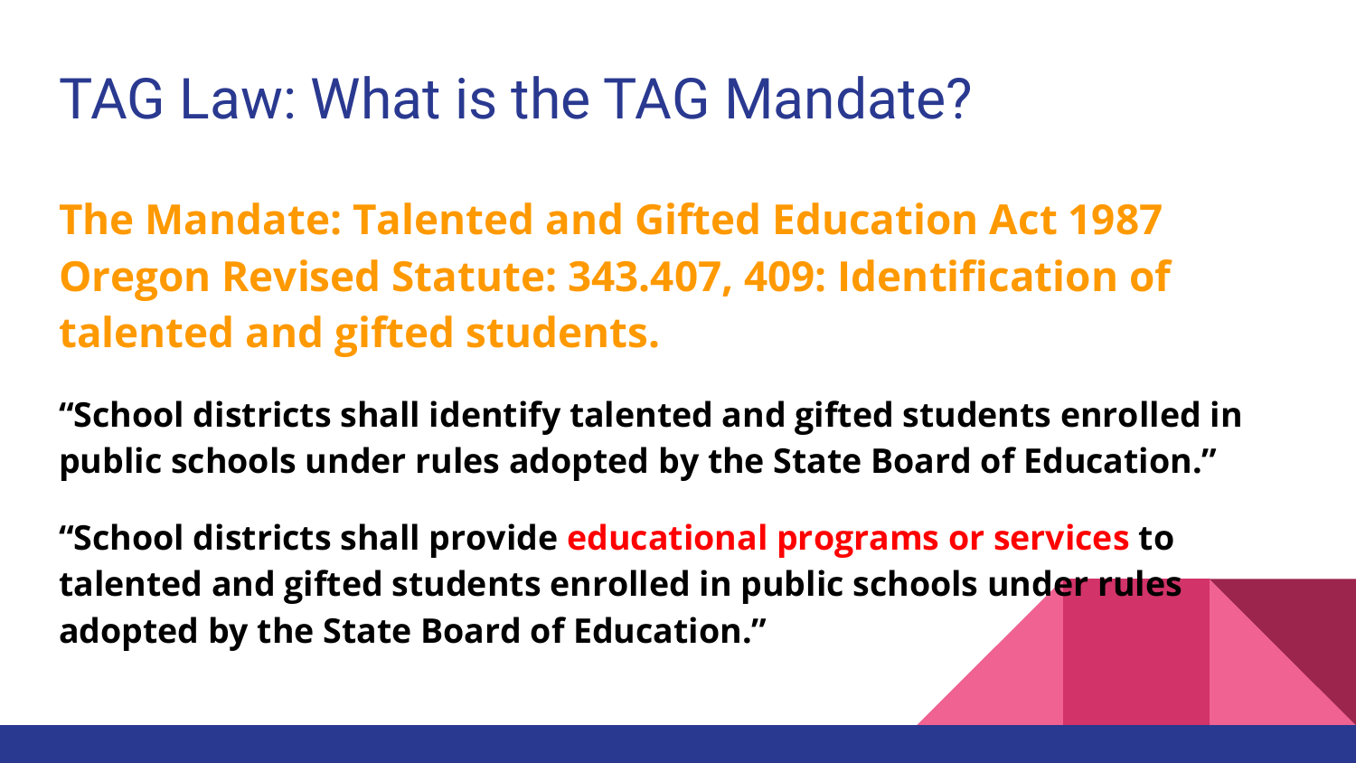# TAG Law: What is the TAG Mandate?

**The Mandate: Talented and Gifted Education Act 1987 Oregon Revised Statute: 343.407, 409: Identification of talented and gifted students.**

**"School districts shall identify talented and gifted students enrolled in public schools under rules adopted by the State Board of Education."**

**"School districts shall provide educational programs or services to talented and gifted students enrolled in public schools under rules adopted by the State Board of Education."**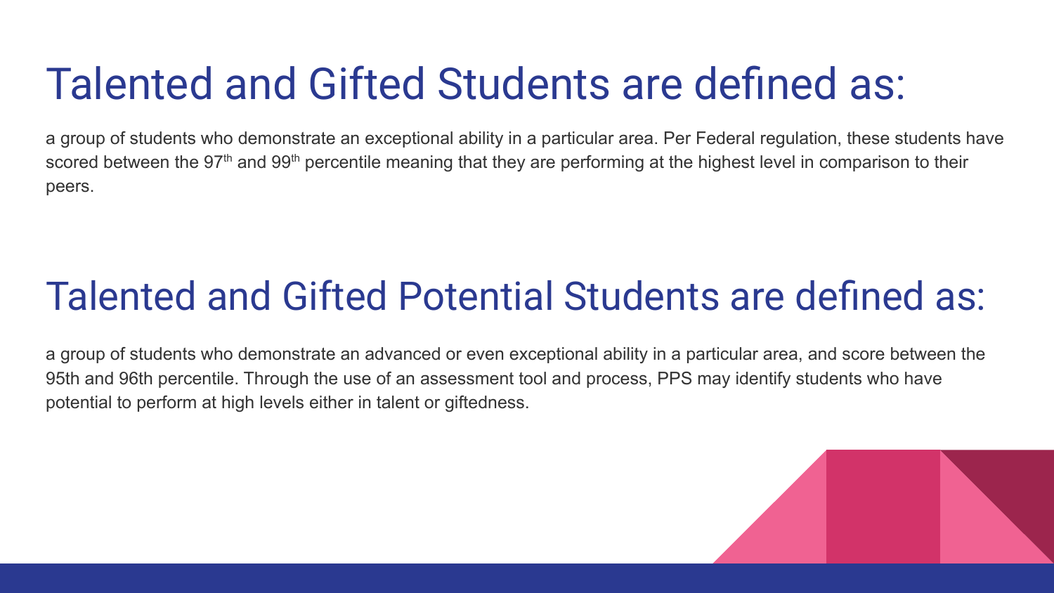# Talented and Gifted Students are defined as:

a group of students who demonstrate an exceptional ability in a particular area. Per Federal regulation, these students have scored between the 97th and 99th percentile meaning that they are performing at the highest level in comparison to their peers.

# Talented and Gifted Potential Students are defined as:

a group of students who demonstrate an advanced or even exceptional ability in a particular area, and score between the 95th and 96th percentile. Through the use of an assessment tool and process, PPS may identify students who have potential to perform at high levels either in talent or giftedness.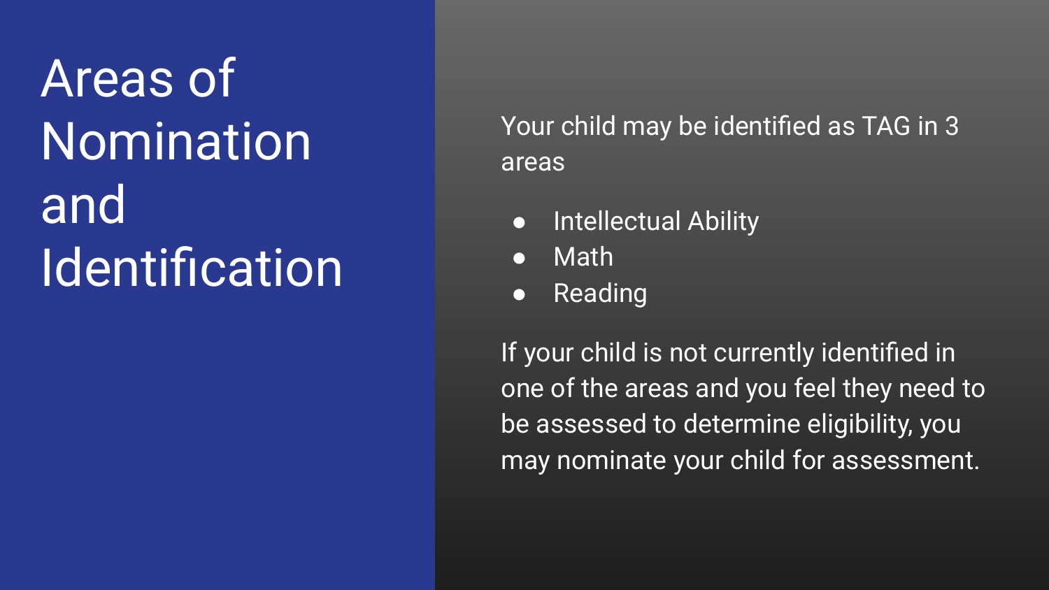# Areas of Nomination and Identification

Your child may be identified as TAG in 3 areas

- Intellectual Ability
- Math
- Reading

If your child is not currently identified in one of the areas and you feel they need to be assessed to determine eligibility, you may nominate your child for assessment.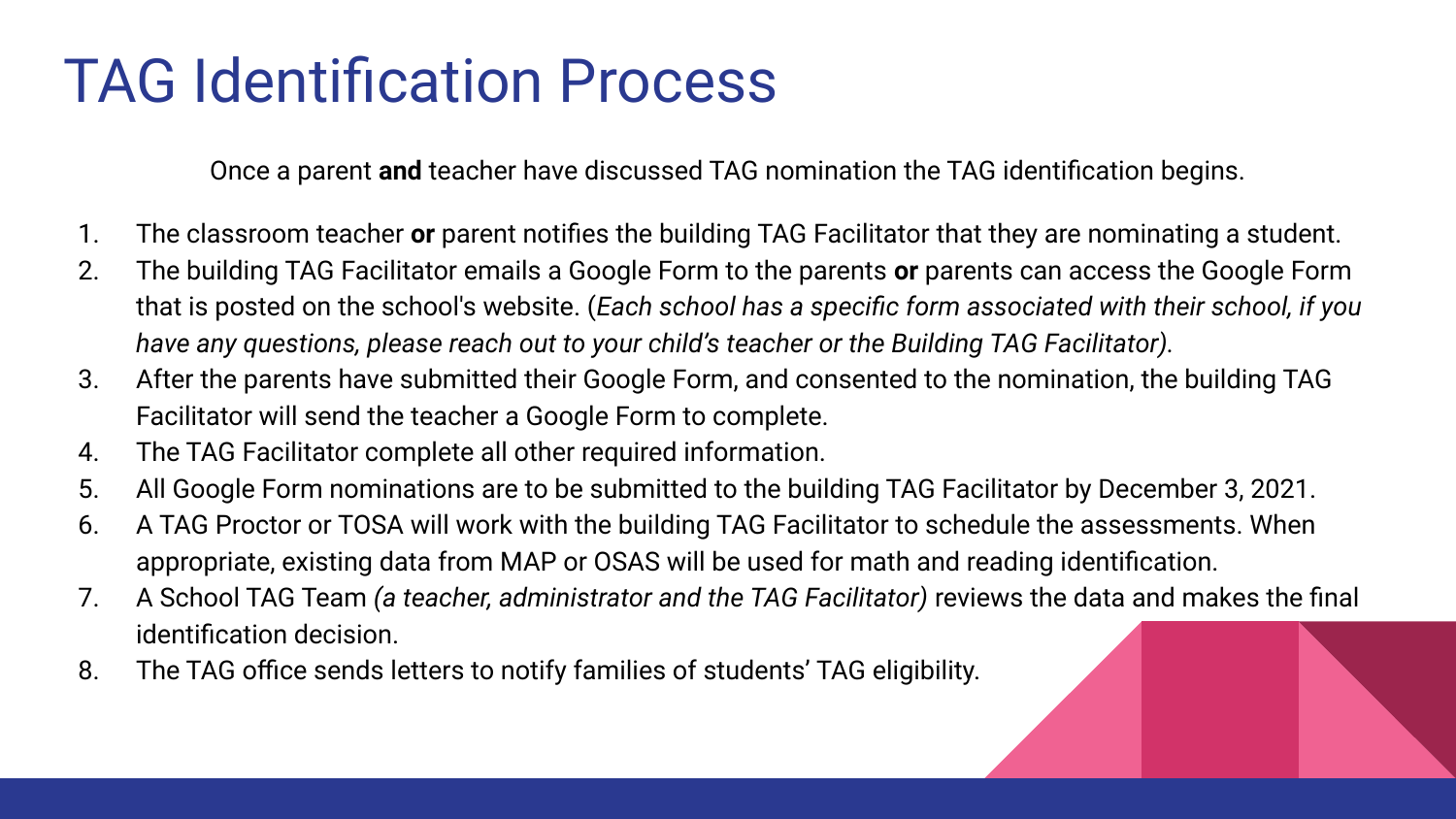# TAG Identification Process

Once a parent **and** teacher have discussed TAG nomination the TAG identification begins.

1. The classroom teacher **or** parent notifies the building TAG Facilitator that they are nominating a student.
2. The building TAG Facilitator emails a Google Form to the parents **or** parents can access the Google Form that is posted on the school's website. (*Each school has a specific form associated with their school, if you have any questions, please reach out to your child's teacher or the Building TAG Facilitator)*.
3. After the parents have submitted their Google Form, and consented to the nomination, the building TAG Facilitator will send the teacher a Google Form to complete.
4. The TAG Facilitator complete all other required information.
5. All Google Form nominations are to be submitted to the building TAG Facilitator by December 3, 2021.
6. A TAG Proctor or TOSA will work with the building TAG Facilitator to schedule the assessments. When appropriate, existing data from MAP or OSAS will be used for math and reading identification.
7. A School TAG Team *(a teacher, administrator and the TAG Facilitator)* reviews the data and makes the final identification decision.
8. The TAG office sends letters to notify families of students' TAG eligibility.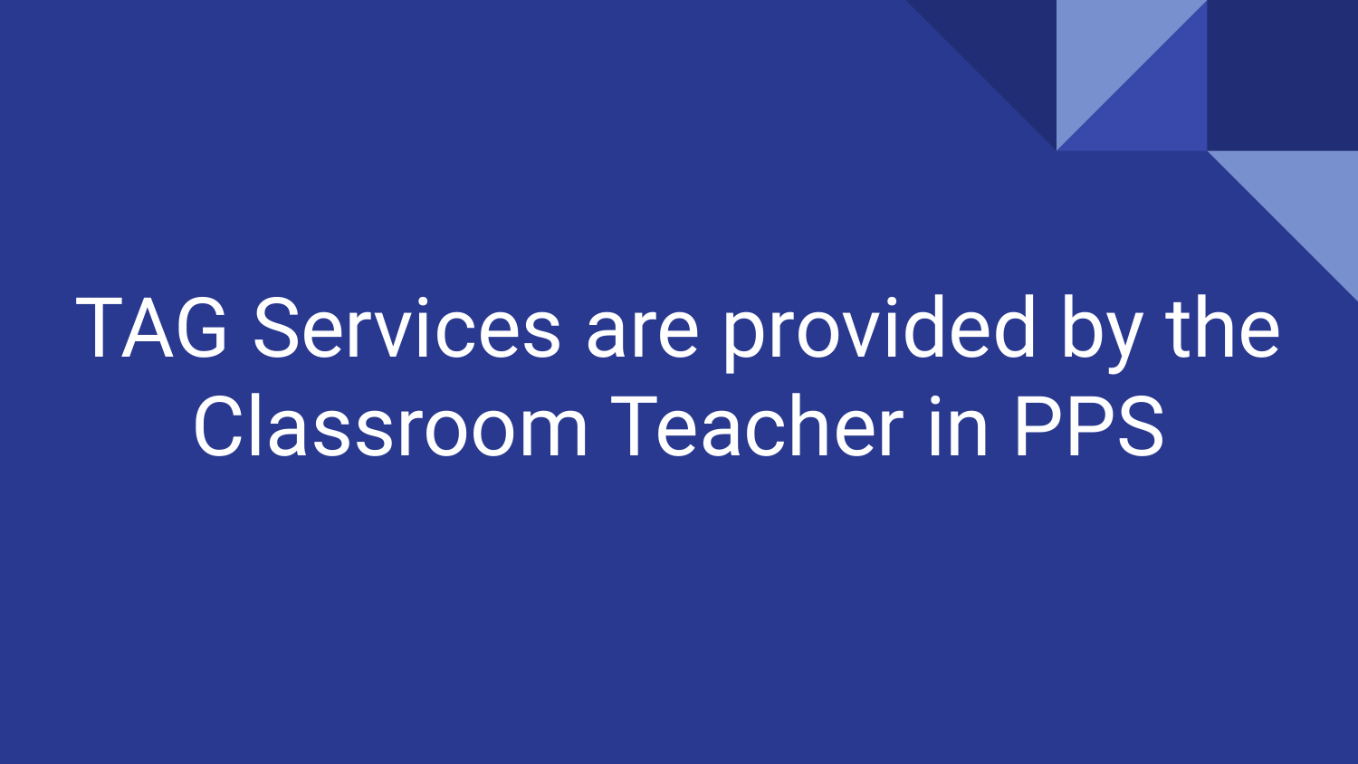# TAG Services are provided by the Classroom Teacher in PPS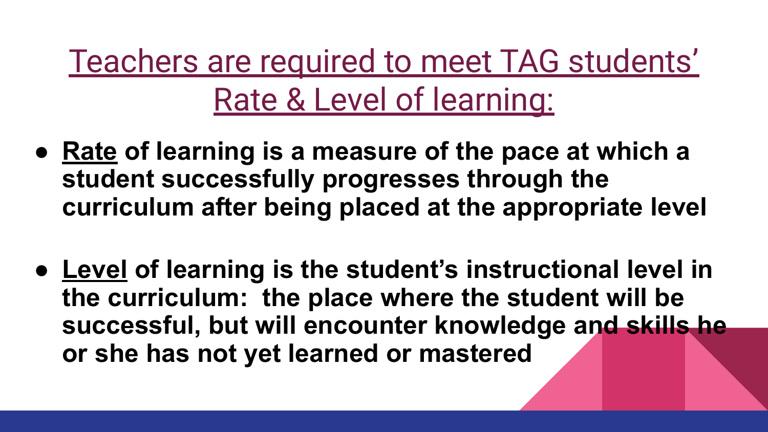# Teachers are required to meet TAG students' Rate & Level of learning:

- **<u>Rate</u> of learning is a measure of the pace at which a student successfully progresses through the curriculum after being placed at the appropriate level**

- **<u>Level</u> of learning is the student's instructional level in the curriculum: the place where the student will be successful, but will encounter knowledge and skills he or she has not yet learned or mastered**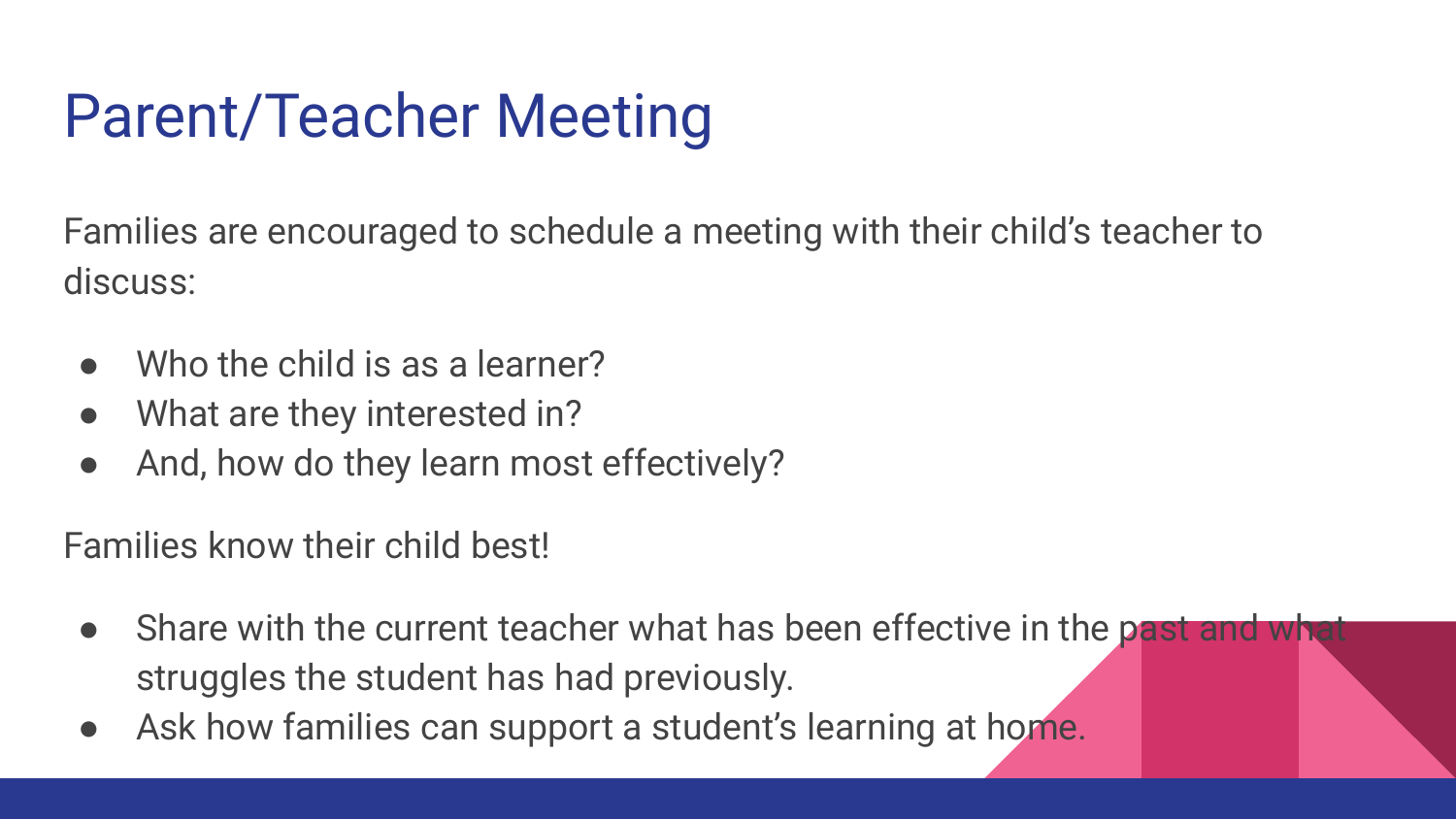# Parent/Teacher Meeting

Families are encouraged to schedule a meeting with their child's teacher to discuss:

- Who the child is as a learner?
- What are they interested in?
- And, how do they learn most effectively?

Families know their child best!

- Share with the current teacher what has been effective in the past and what struggles the student has had previously.
- Ask how families can support a student's learning at home.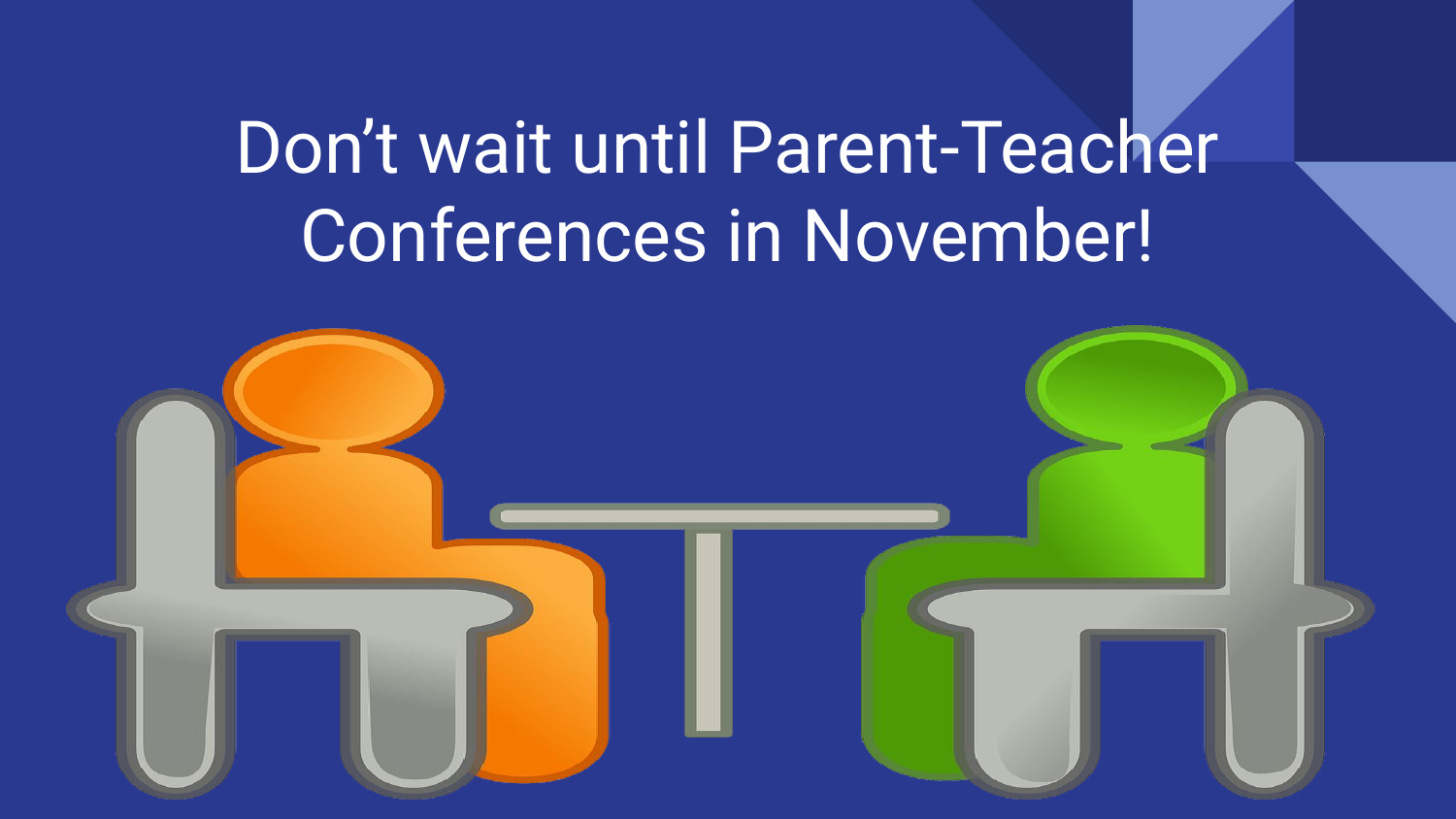# Don’t wait until Parent-Teacher Conferences in November!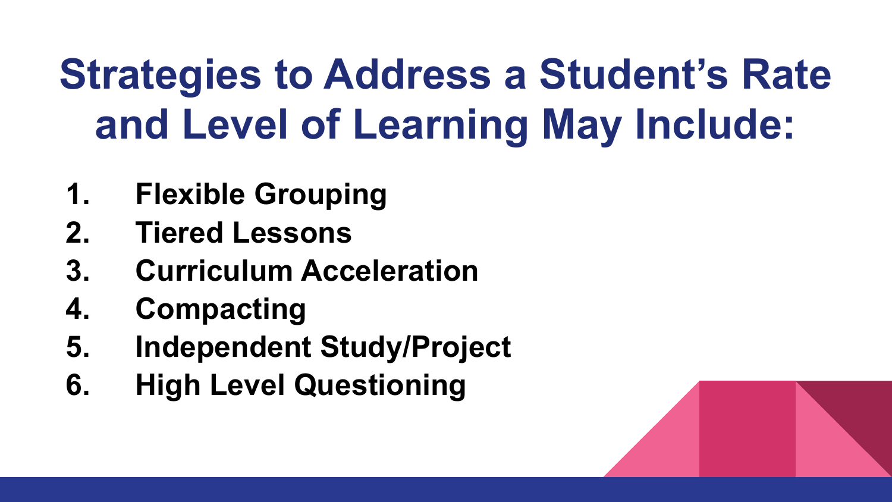# Strategies to Address a Student's Rate and Level of Learning May Include:

1. **Flexible Grouping**
2. **Tiered Lessons**
3. **Curriculum Acceleration**
4. **Compacting**
5. **Independent Study/Project**
6. **High Level Questioning**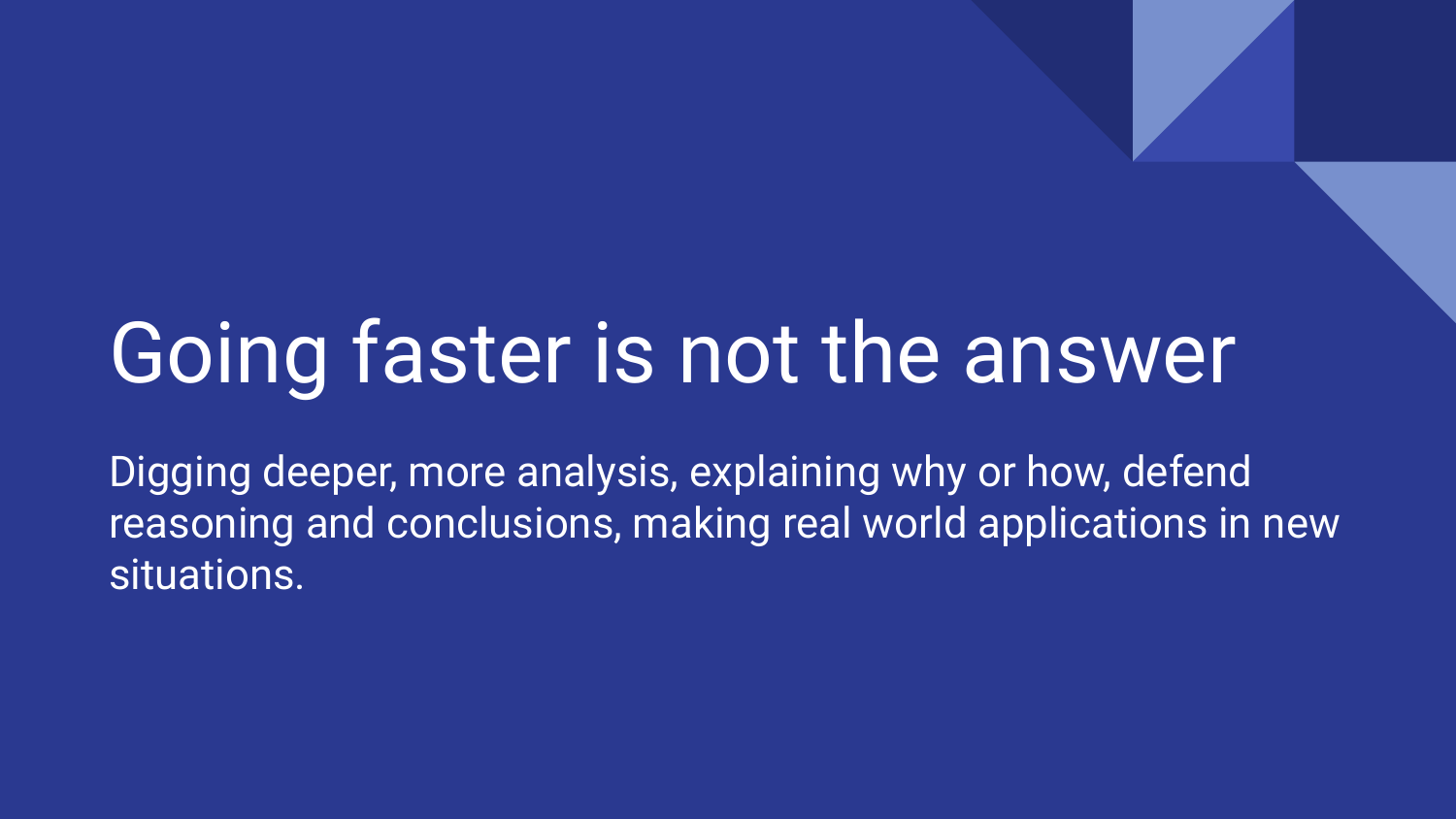# Going faster is not the answer

Digging deeper, more analysis, explaining why or how, defend reasoning and conclusions, making real world applications in new situations.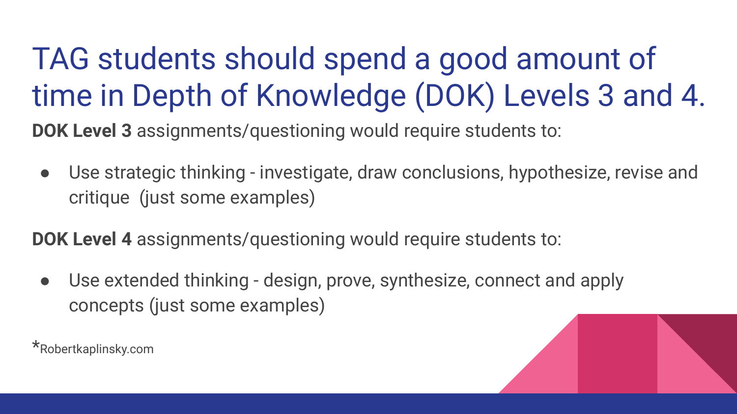# TAG students should spend a good amount of time in Depth of Knowledge (DOK) Levels 3 and 4.

**DOK Level 3** assignments/questioning would require students to:

- Use strategic thinking - investigate, draw conclusions, hypothesize, revise and critique (just some examples)

**DOK Level 4** assignments/questioning would require students to:

- Use extended thinking - design, prove, synthesize, connect and apply concepts (just some examples)

*Robertkaplinsky.com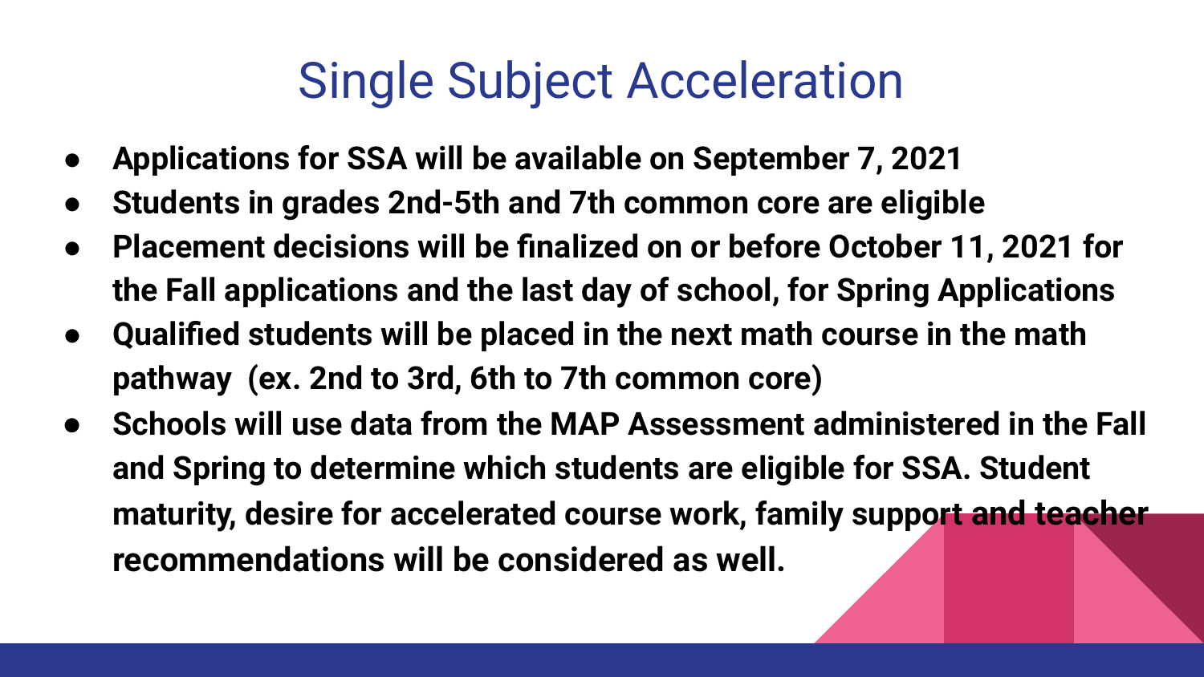# Single Subject Acceleration

- **Applications for SSA will be available on September 7, 2021**
- **Students in grades 2nd-5th and 7th common core are eligible**
- **Placement decisions will be finalized on or before October 11, 2021 for the Fall applications and the last day of school, for Spring Applications**
- **Qualified students will be placed in the next math course in the math pathway (ex. 2nd to 3rd, 6th to 7th common core)**
- **Schools will use data from the MAP Assessment administered in the Fall and Spring to determine which students are eligible for SSA. Student maturity, desire for accelerated course work, family support and teacher recommendations will be considered as well.**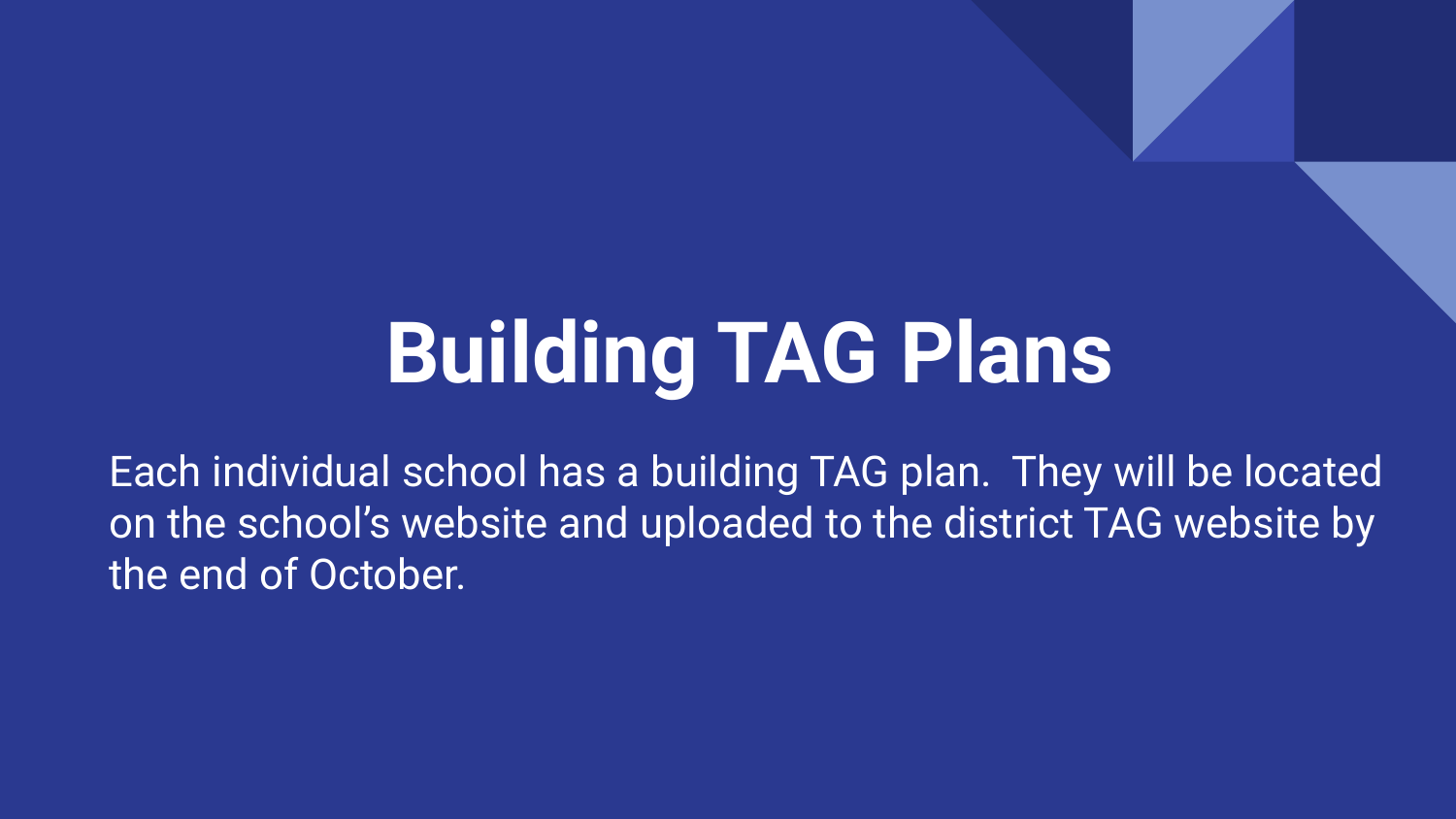# Building TAG Plans

Each individual school has a building TAG plan.  They will be located on the school's website and uploaded to the district TAG website by the end of October.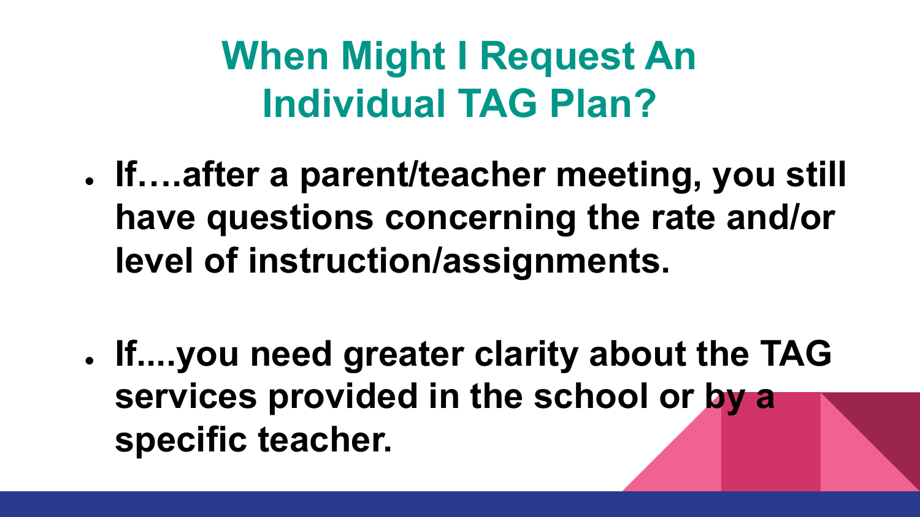# When Might I Request An Individual TAG Plan?

- **If….after a parent/teacher meeting, you still have questions concerning the rate and/or level of instruction/assignments.**

- **If....you need greater clarity about the TAG services provided in the school or by a specific teacher.**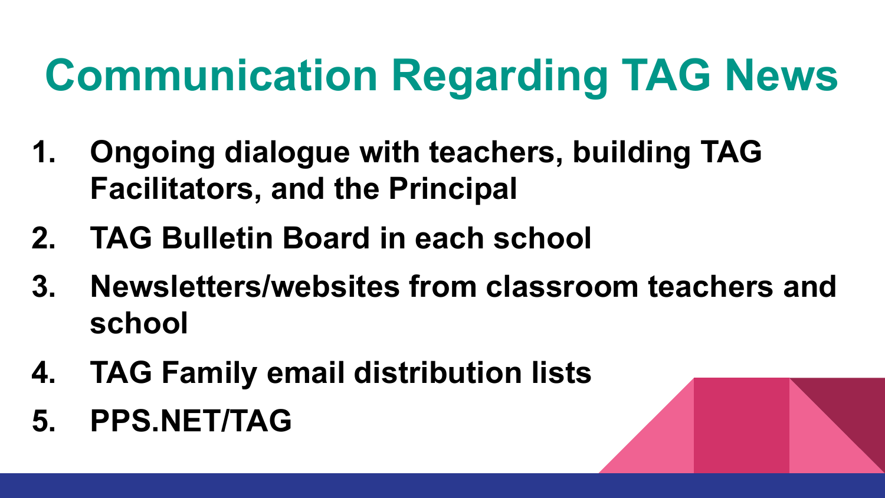# Communication Regarding TAG News

1. **Ongoing dialogue with teachers, building TAG Facilitators, and the Principal**
2. **TAG Bulletin Board in each school**
3. **Newsletters/websites from classroom teachers and school**
4. **TAG Family email distribution lists**
5. **PPS.NET/TAG**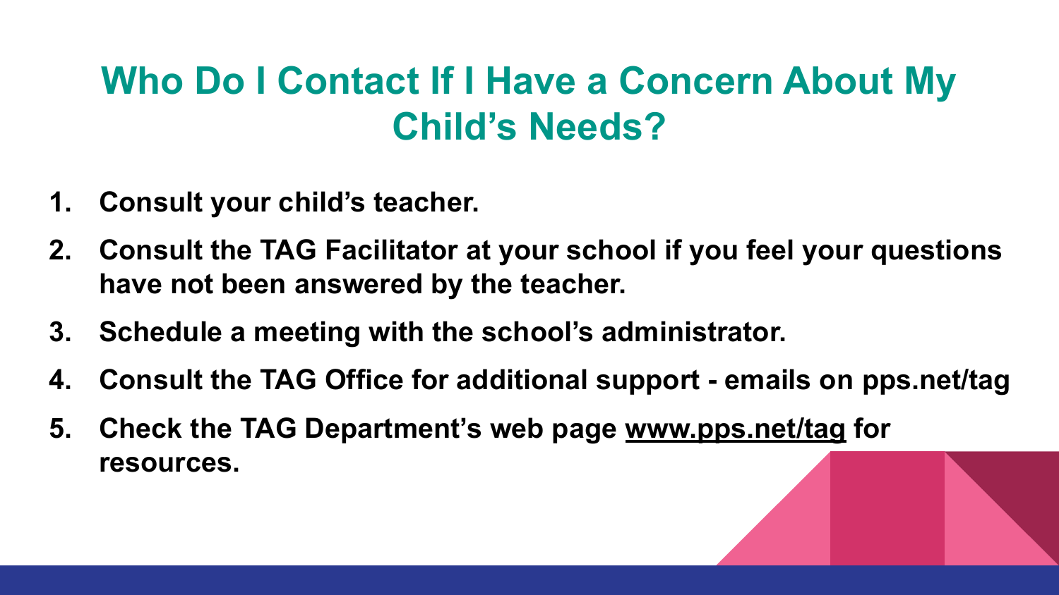# Who Do I Contact If I Have a Concern About My Child's Needs?

1. **Consult your child's teacher.**
2. **Consult the TAG Facilitator at your school if you feel your questions have not been answered by the teacher.**
3. **Schedule a meeting with the school's administrator.**
4. **Consult the TAG Office for additional support - emails on pps.net/tag**
5. **Check the TAG Department's web page www.pps.net/tag for resources.**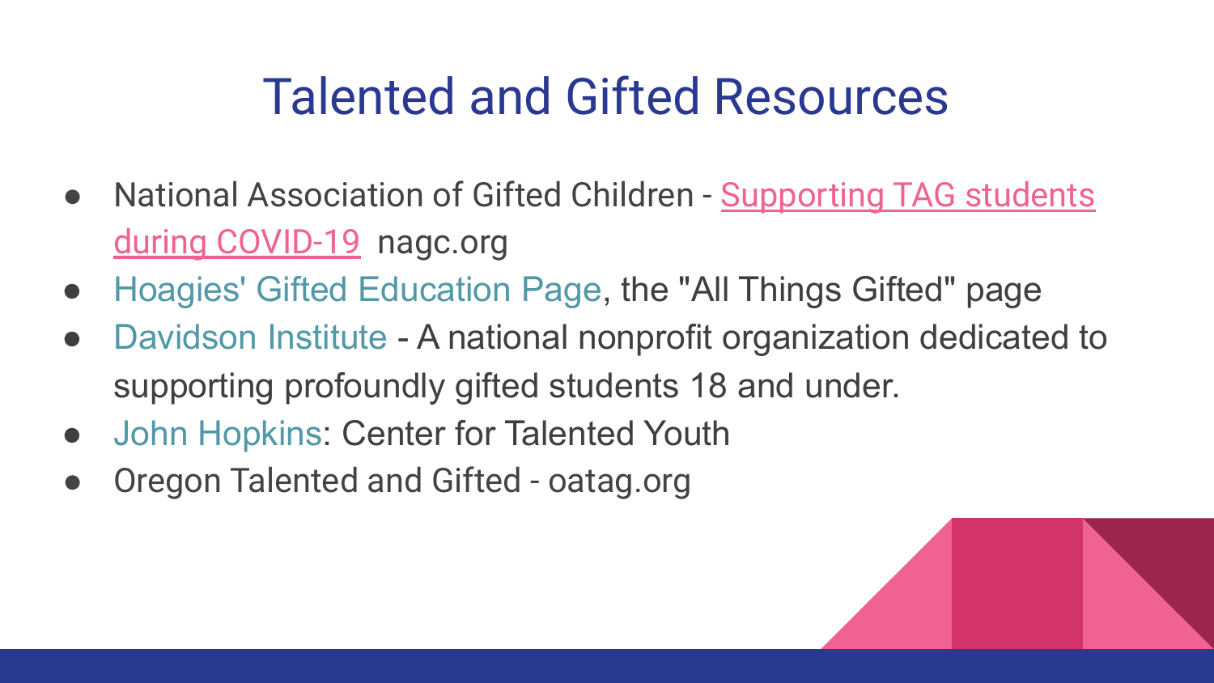# Talented and Gifted Resources

- National Association of Gifted Children - Supporting TAG students during COVID-19 nagc.org
- Hoagies' Gifted Education Page, the "All Things Gifted" page
- Davidson Institute - A national nonprofit organization dedicated to supporting profoundly gifted students 18 and under.
- John Hopkins: Center for Talented Youth
- Oregon Talented and Gifted - oatag.org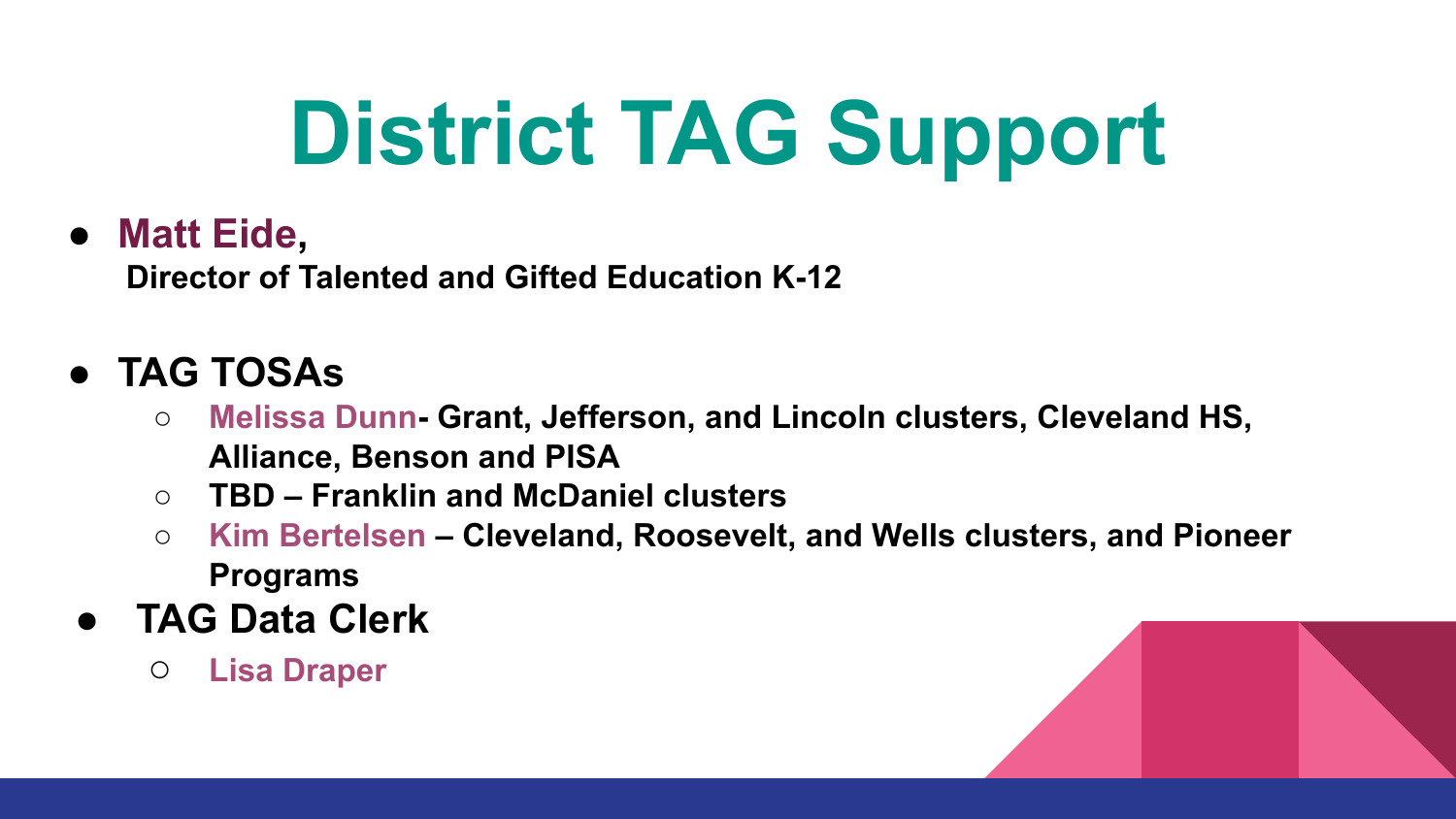# District TAG Support

- **Matt Eide,**
  **Director of Talented and Gifted Education K-12**

- **TAG TOSAs**
  - **Melissa Dunn- Grant, Jefferson, and Lincoln clusters, Cleveland HS, Alliance, Benson and PISA**
  - **TBD – Franklin and McDaniel clusters**
  - **Kim Bertelsen – Cleveland, Roosevelt, and Wells clusters, and Pioneer Programs**
- **TAG Data Clerk**
  - **Lisa Draper**